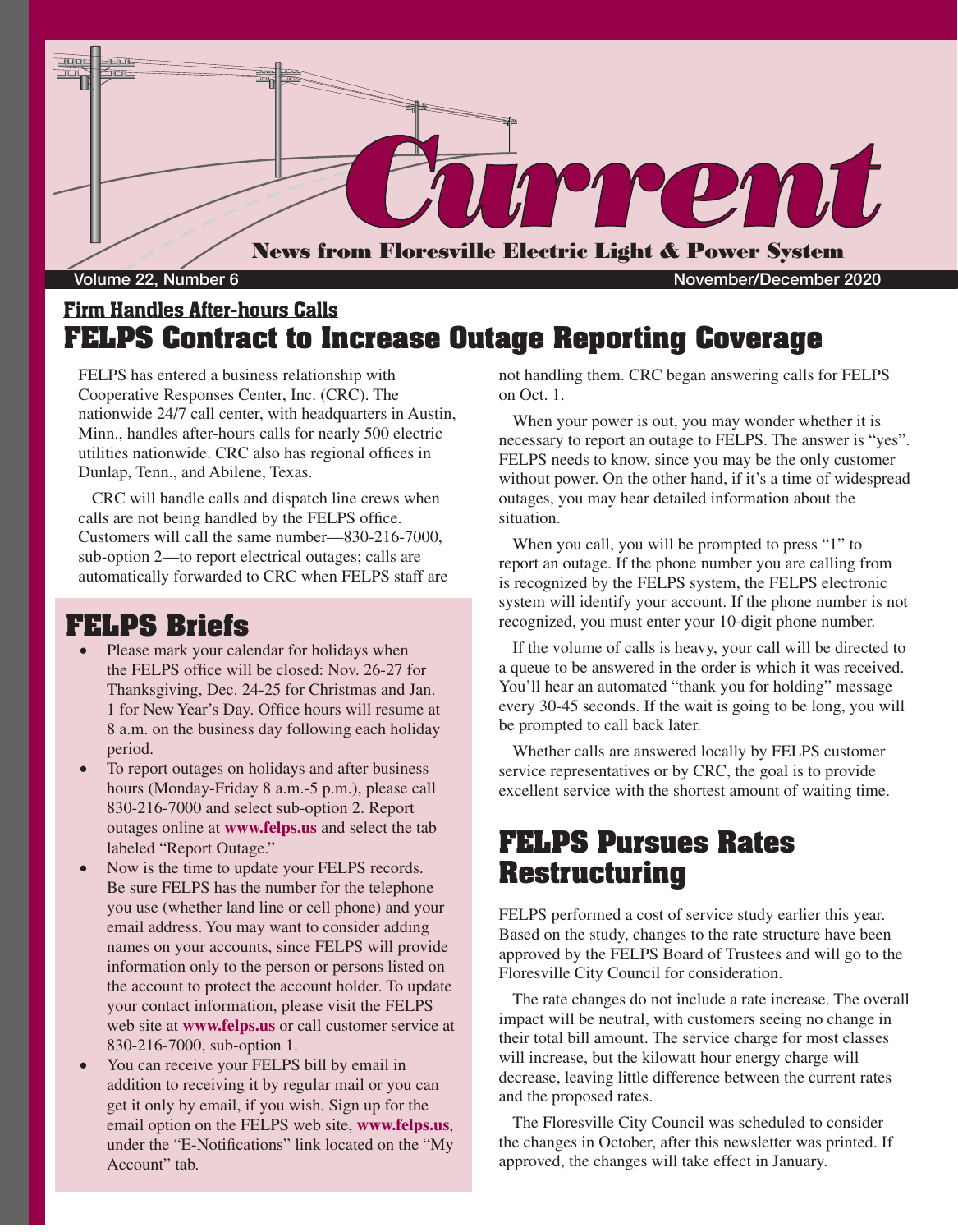# Current

News from Floresville Electric Light & Power System

Volume 22, Number 6 — November/December 2020

### Firm Handles After-hours Calls

## FELPS Contract to Increase Outage Reporting Coverage

FELPS has entered a business relationship with Cooperative Responses Center, Inc. (CRC). The nationwide 24/7 call center, with headquarters in Austin, Minn., handles after-hours calls for nearly 500 electric utilities nationwide. CRC also has regional offices in Dunlap, Tenn., and Abilene, Texas.

CRC will handle calls and dispatch line crews when calls are not being handled by the FELPS office. Customers will call the same number—830-216-7000, sub-option 2—to report electrical outages; calls are automatically forwarded to CRC when FELPS staff are not handling them. CRC began answering calls for FELPS on Oct. 1.

When your power is out, you may wonder whether it is necessary to report an outage to FELPS. The answer is "yes". FELPS needs to know, since you may be the only customer without power. On the other hand, if it's a time of widespread outages, you may hear detailed information about the situation.

When you call, you will be prompted to press "1" to report an outage. If the phone number you are calling from is recognized by the FELPS system, the FELPS electronic system will identify your account. If the phone number is not recognized, you must enter your 10-digit phone number.

If the volume of calls is heavy, your call will be directed to a queue to be answered in the order is which it was received. You'll hear an automated "thank you for holding" message every 30-45 seconds. If the wait is going to be long, you will be prompted to call back later.

Whether calls are answered locally by FELPS customer service representatives or by CRC, the goal is to provide excellent service with the shortest amount of waiting time.

## FELPS Briefs

- Please mark your calendar for holidays when the FELPS office will be closed: Nov. 26-27 for Thanksgiving, Dec. 24-25 for Christmas and Jan. 1 for New Year's Day. Office hours will resume at 8 a.m. on the business day following each holiday period.
- To report outages on holidays and after business hours (Monday-Friday 8 a.m.-5 p.m.), please call 830-216-7000 and select sub-option 2. Report outages online at **www.felps.us** and select the tab labeled "Report Outage."
- Now is the time to update your FELPS records. Be sure FELPS has the number for the telephone you use (whether land line or cell phone) and your email address. You may want to consider adding names on your accounts, since FELPS will provide information only to the person or persons listed on the account to protect the account holder. To update your contact information, please visit the FELPS web site at **www.felps.us** or call customer service at 830-216-7000, sub-option 1.
- You can receive your FELPS bill by email in addition to receiving it by regular mail or you can get it only by email, if you wish. Sign up for the email option on the FELPS web site, **www.felps.us**, under the "E-Notifications" link located on the "My Account" tab.

## FELPS Pursues Rates Restructuring

FELPS performed a cost of service study earlier this year. Based on the study, changes to the rate structure have been approved by the FELPS Board of Trustees and will go to the Floresville City Council for consideration.

The rate changes do not include a rate increase. The overall impact will be neutral, with customers seeing no change in their total bill amount. The service charge for most classes will increase, but the kilowatt hour energy charge will decrease, leaving little difference between the current rates and the proposed rates.

The Floresville City Council was scheduled to consider the changes in October, after this newsletter was printed. If approved, the changes will take effect in January.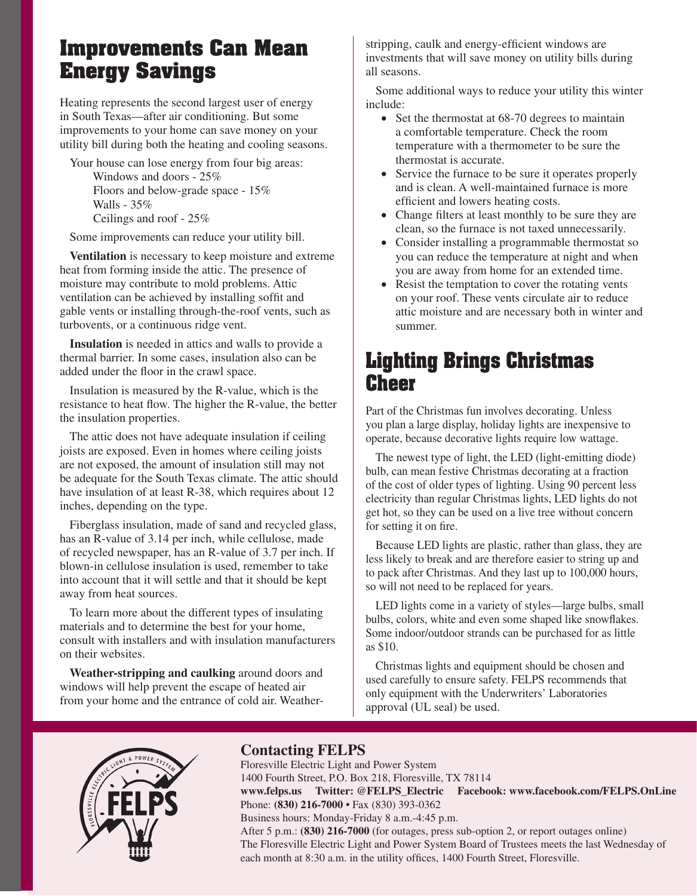## Improvements Can Mean Energy Savings

Heating represents the second largest user of energy in South Texas—after air conditioning. But some improvements to your home can save money on your utility bill during both the heating and cooling seasons.

Your house can lose energy from four big areas:

Windows and doors - 25%
Floors and below-grade space - 15%
Walls - 35%
Ceilings and roof - 25%

Some improvements can reduce your utility bill.

**Ventilation** is necessary to keep moisture and extreme heat from forming inside the attic. The presence of moisture may contribute to mold problems. Attic ventilation can be achieved by installing soffit and gable vents or installing through-the-roof vents, such as turbovents, or a continuous ridge vent.

**Insulation** is needed in attics and walls to provide a thermal barrier. In some cases, insulation also can be added under the floor in the crawl space.

Insulation is measured by the R-value, which is the resistance to heat flow. The higher the R-value, the better the insulation properties.

The attic does not have adequate insulation if ceiling joists are exposed. Even in homes where ceiling joists are not exposed, the amount of insulation still may not be adequate for the South Texas climate. The attic should have insulation of at least R-38, which requires about 12 inches, depending on the type.

Fiberglass insulation, made of sand and recycled glass, has an R-value of 3.14 per inch, while cellulose, made of recycled newspaper, has an R-value of 3.7 per inch. If blown-in cellulose insulation is used, remember to take into account that it will settle and that it should be kept away from heat sources.

To learn more about the different types of insulating materials and to determine the best for your home, consult with installers and with insulation manufacturers on their websites.

**Weather-stripping and caulking** around doors and windows will help prevent the escape of heated air from your home and the entrance of cold air. Weather-stripping, caulk and energy-efficient windows are investments that will save money on utility bills during all seasons.

Some additional ways to reduce your utility this winter include:

- Set the thermostat at 68-70 degrees to maintain a comfortable temperature. Check the room temperature with a thermometer to be sure the thermostat is accurate.
- Service the furnace to be sure it operates properly and is clean. A well-maintained furnace is more efficient and lowers heating costs.
- Change filters at least monthly to be sure they are clean, so the furnace is not taxed unnecessarily.
- Consider installing a programmable thermostat so you can reduce the temperature at night and when you are away from home for an extended time.
- Resist the temptation to cover the rotating vents on your roof. These vents circulate air to reduce attic moisture and are necessary both in winter and summer.

## Lighting Brings Christmas Cheer

Part of the Christmas fun involves decorating. Unless you plan a large display, holiday lights are inexpensive to operate, because decorative lights require low wattage.

The newest type of light, the LED (light-emitting diode) bulb, can mean festive Christmas decorating at a fraction of the cost of older types of lighting. Using 90 percent less electricity than regular Christmas lights, LED lights do not get hot, so they can be used on a live tree without concern for setting it on fire.

Because LED lights are plastic, rather than glass, they are less likely to break and are therefore easier to string up and to pack after Christmas. And they last up to 100,000 hours, so will not need to be replaced for years.

LED lights come in a variety of styles—large bulbs, small bulbs, colors, white and even some shaped like snowflakes. Some indoor/outdoor strands can be purchased for as little as $10.

Christmas lights and equipment should be chosen and used carefully to ensure safety. FELPS recommends that only equipment with the Underwriters' Laboratories approval (UL seal) be used.

### Contacting FELPS

Floresville Electric Light and Power System
1400 Fourth Street, P.O. Box 218, Floresville, TX 78114
**www.felps.us Twitter: @FELPS_Electric Facebook: www.facebook.com/FELPS.OnLine**
Phone: **(830) 216-7000** • Fax (830) 393-0362
Business hours: Monday-Friday 8 a.m.-4:45 p.m.
After 5 p.m.: **(830) 216-7000** (for outages, press sub-option 2, or report outages online)
The Floresville Electric Light and Power System Board of Trustees meets the last Wednesday of each month at 8:30 a.m. in the utility offices, 1400 Fourth Street, Floresville.